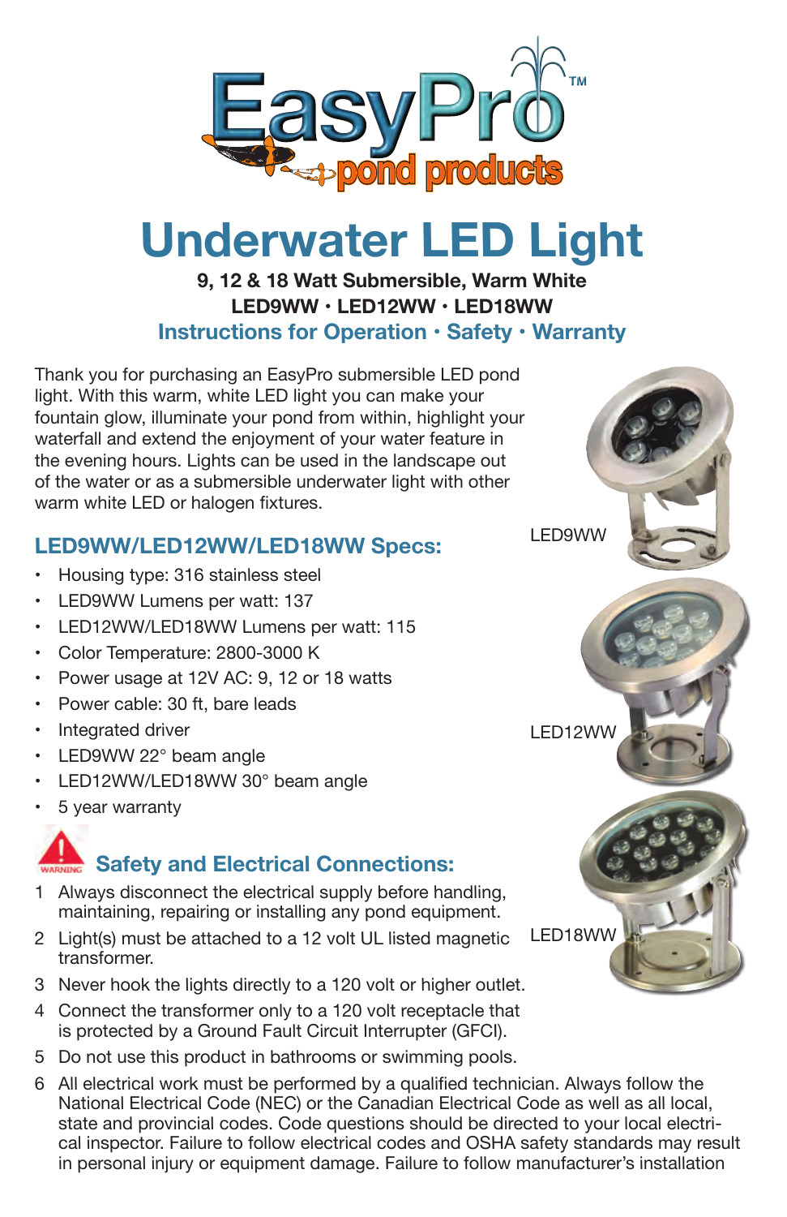EasyPro™ pond products

# Underwater LED Light

**9, 12 & 18 Watt Submersible, Warm White**
**LED9WW • LED12WW • LED18WW**

### Instructions for Operation • Safety • Warranty

Thank you for purchasing an EasyPro submersible LED pond light. With this warm, white LED light you can make your fountain glow, illuminate your pond from within, highlight your waterfall and extend the enjoyment of your water feature in the evening hours. Lights can be used in the landscape out of the water or as a submersible underwater light with other warm white LED or halogen fixtures.

LED9WW

LED12WW

LED18WW

## LED9WW/LED12WW/LED18WW Specs:

- Housing type: 316 stainless steel
- LED9WW Lumens per watt: 137
- LED12WW/LED18WW Lumens per watt: 115
- Color Temperature: 2800-3000 K
- Power usage at 12V AC: 9, 12 or 18 watts
- Power cable: 30 ft, bare leads
- Integrated driver
- LED9WW 22° beam angle
- LED12WW/LED18WW 30° beam angle
- 5 year warranty

## Safety and Electrical Connections:

1. Always disconnect the electrical supply before handling, maintaining, repairing or installing any pond equipment.
2. Light(s) must be attached to a 12 volt UL listed magnetic transformer.
3. Never hook the lights directly to a 120 volt or higher outlet.
4. Connect the transformer only to a 120 volt receptacle that is protected by a Ground Fault Circuit Interrupter (GFCI).
5. Do not use this product in bathrooms or swimming pools.
6. All electrical work must be performed by a qualified technician. Always follow the National Electrical Code (NEC) or the Canadian Electrical Code as well as all local, state and provincial codes. Code questions should be directed to your local electrical inspector. Failure to follow electrical codes and OSHA safety standards may result in personal injury or equipment damage. Failure to follow manufacturer's installation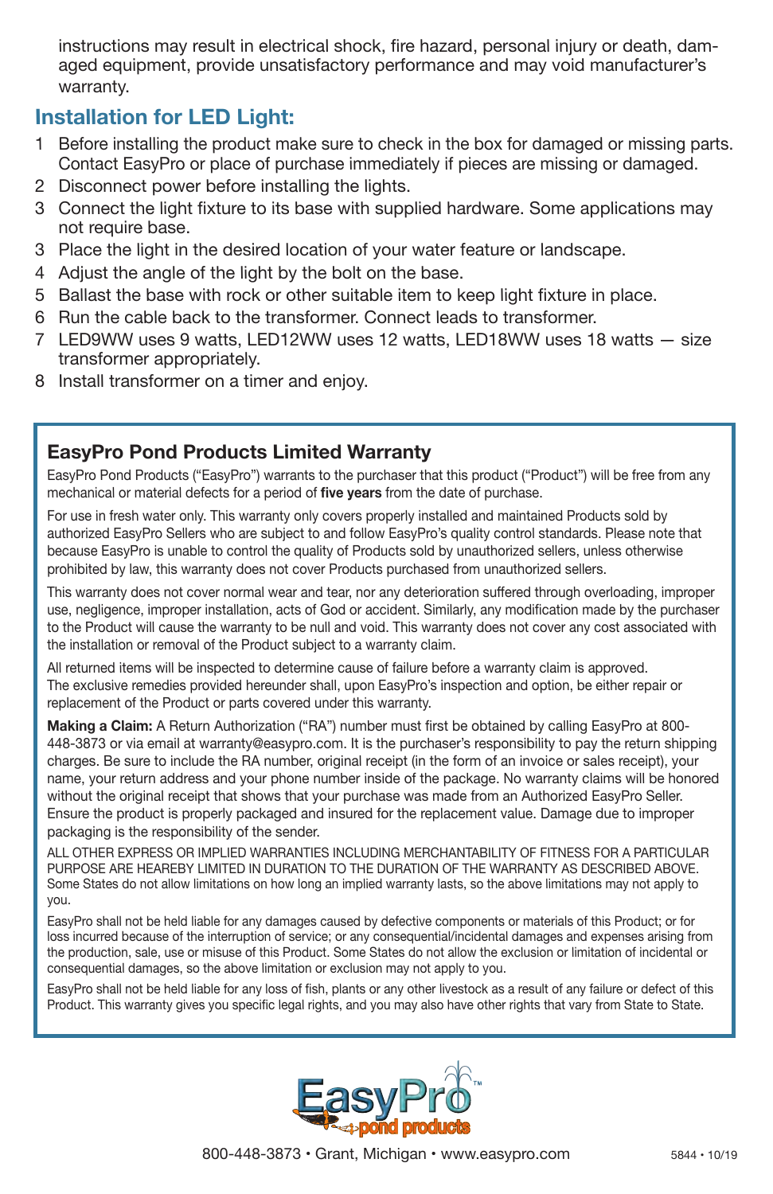instructions may result in electrical shock, fire hazard, personal injury or death, damaged equipment, provide unsatisfactory performance and may void manufacturer's warranty.

## Installation for LED Light:

1 Before installing the product make sure to check in the box for damaged or missing parts. Contact EasyPro or place of purchase immediately if pieces are missing or damaged.
2 Disconnect power before installing the lights.
3 Connect the light fixture to its base with supplied hardware. Some applications may not require base.
3 Place the light in the desired location of your water feature or landscape.
4 Adjust the angle of the light by the bolt on the base.
5 Ballast the base with rock or other suitable item to keep light fixture in place.
6 Run the cable back to the transformer. Connect leads to transformer.
7 LED9WW uses 9 watts, LED12WW uses 12 watts, LED18WW uses 18 watts — size transformer appropriately.
8 Install transformer on a timer and enjoy.

### EasyPro Pond Products Limited Warranty

EasyPro Pond Products ("EasyPro") warrants to the purchaser that this product ("Product") will be free from any mechanical or material defects for a period of **five years** from the date of purchase.

For use in fresh water only. This warranty only covers properly installed and maintained Products sold by authorized EasyPro Sellers who are subject to and follow EasyPro's quality control standards. Please note that because EasyPro is unable to control the quality of Products sold by unauthorized sellers, unless otherwise prohibited by law, this warranty does not cover Products purchased from unauthorized sellers.

This warranty does not cover normal wear and tear, nor any deterioration suffered through overloading, improper use, negligence, improper installation, acts of God or accident. Similarly, any modification made by the purchaser to the Product will cause the warranty to be null and void. This warranty does not cover any cost associated with the installation or removal of the Product subject to a warranty claim.

All returned items will be inspected to determine cause of failure before a warranty claim is approved. The exclusive remedies provided hereunder shall, upon EasyPro's inspection and option, be either repair or replacement of the Product or parts covered under this warranty.

**Making a Claim:** A Return Authorization ("RA") number must first be obtained by calling EasyPro at 800-448-3873 or via email at warranty@easypro.com. It is the purchaser's responsibility to pay the return shipping charges. Be sure to include the RA number, original receipt (in the form of an invoice or sales receipt), your name, your return address and your phone number inside of the package. No warranty claims will be honored without the original receipt that shows that your purchase was made from an Authorized EasyPro Seller. Ensure the product is properly packaged and insured for the replacement value. Damage due to improper packaging is the responsibility of the sender.

ALL OTHER EXPRESS OR IMPLIED WARRANTIES INCLUDING MERCHANTABILITY OF FITNESS FOR A PARTICULAR PURPOSE ARE HEAREBY LIMITED IN DURATION TO THE DURATION OF THE WARRANTY AS DESCRIBED ABOVE. Some States do not allow limitations on how long an implied warranty lasts, so the above limitations may not apply to you.

EasyPro shall not be held liable for any damages caused by defective components or materials of this Product; or for loss incurred because of the interruption of service; or any consequential/incidental damages and expenses arising from the production, sale, use or misuse of this Product. Some States do not allow the exclusion or limitation of incidental or consequential damages, so the above limitation or exclusion may not apply to you.

EasyPro shall not be held liable for any loss of fish, plants or any other livestock as a result of any failure or defect of this Product. This warranty gives you specific legal rights, and you may also have other rights that vary from State to State.

EasyPro™ pond products

800-448-3873 • Grant, Michigan • www.easypro.com

5844 • 10/19